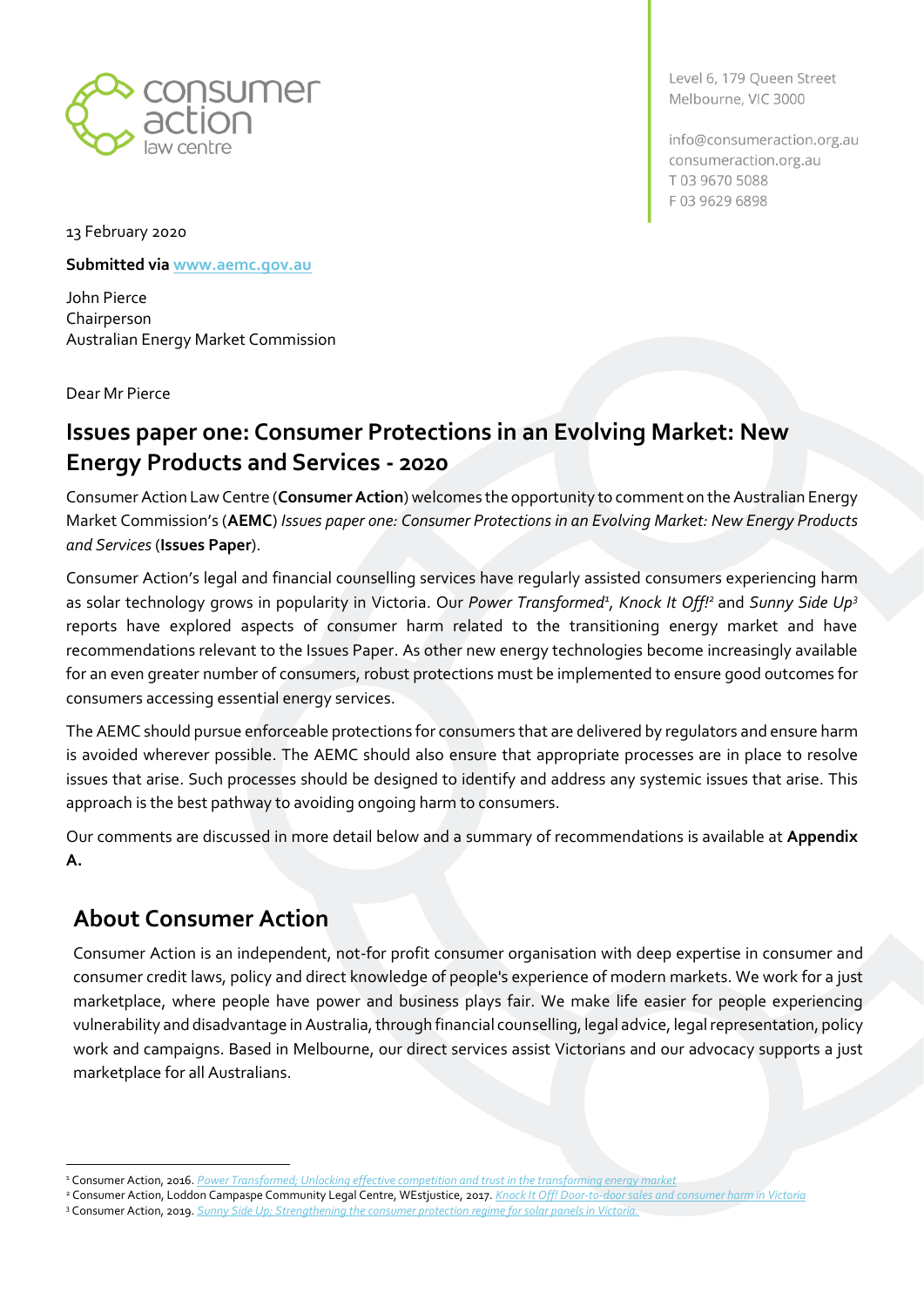consumer action law centre

Level 6, 179 Queen Street
Melbourne, VIC 3000

info@consumeraction.org.au
consumeraction.org.au
T 03 9670 5088
F 03 9629 6898

13 February 2020

**Submitted via www.aemc.gov.au**

John Pierce
Chairperson
Australian Energy Market Commission

Dear Mr Pierce

# Issues paper one: Consumer Protections in an Evolving Market: New Energy Products and Services - 2020

Consumer Action Law Centre (**Consumer Action**) welcomes the opportunity to comment on the Australian Energy Market Commission's (**AEMC**) *Issues paper one: Consumer Protections in an Evolving Market: New Energy Products and Services* (**Issues Paper**).

Consumer Action's legal and financial counselling services have regularly assisted consumers experiencing harm as solar technology grows in popularity in Victoria. Our *Power Transformed*[1], *Knock It Off!*[2] and *Sunny Side Up*[3] reports have explored aspects of consumer harm related to the transitioning energy market and have recommendations relevant to the Issues Paper. As other new energy technologies become increasingly available for an even greater number of consumers, robust protections must be implemented to ensure good outcomes for consumers accessing essential energy services.

The AEMC should pursue enforceable protections for consumers that are delivered by regulators and ensure harm is avoided wherever possible. The AEMC should also ensure that appropriate processes are in place to resolve issues that arise. Such processes should be designed to identify and address any systemic issues that arise. This approach is the best pathway to avoiding ongoing harm to consumers.

Our comments are discussed in more detail below and a summary of recommendations is available at **Appendix A.**

## About Consumer Action

Consumer Action is an independent, not-for profit consumer organisation with deep expertise in consumer and consumer credit laws, policy and direct knowledge of people's experience of modern markets. We work for a just marketplace, where people have power and business plays fair. We make life easier for people experiencing vulnerability and disadvantage in Australia, through financial counselling, legal advice, legal representation, policy work and campaigns. Based in Melbourne, our direct services assist Victorians and our advocacy supports a just marketplace for all Australians.

---

[1] Consumer Action, 2016. *Power Transformed; Unlocking effective competition and trust in the transforming energy market*

[2] Consumer Action, Loddon Campaspe Community Legal Centre, WEstjustice, 2017. *Knock It Off! Door-to-door sales and consumer harm in Victoria*

[3] Consumer Action, 2019. *Sunny Side Up; Strengthening the consumer protection regime for solar panels in Victoria.*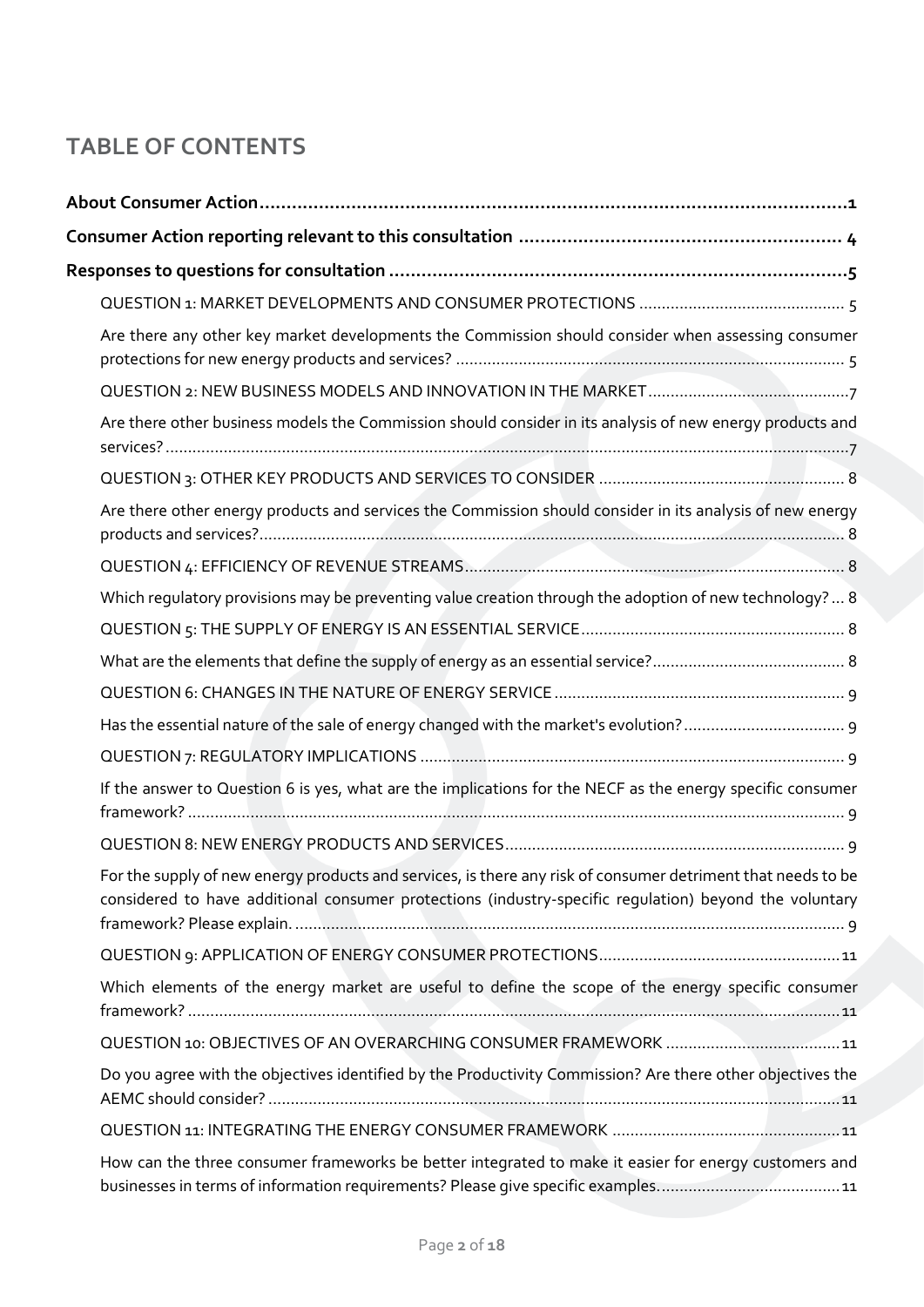# TABLE OF CONTENTS

**About Consumer Action** ........................................................................................................ **1**

**Consumer Action reporting relevant to this consultation** ................................................... **4**

**Responses to questions for consultation** .............................................................................. **5**

- QUESTION 1: MARKET DEVELOPMENTS AND CONSUMER PROTECTIONS ............................................ 5
  - Are there any other key market developments the Commission should consider when assessing consumer protections for new energy products and services? ............................................................................ 5
- QUESTION 2: NEW BUSINESS MODELS AND INNOVATION IN THE MARKET ............................................ 7
  - Are there other business models the Commission should consider in its analysis of new energy products and services? ............................................................................................................................ 7
- QUESTION 3: OTHER KEY PRODUCTS AND SERVICES TO CONSIDER ...................................................... 8
  - Are there other energy products and services the Commission should consider in its analysis of new energy products and services? .................................................................................................................. 8
- QUESTION 4: EFFICIENCY OF REVENUE STREAMS ..................................................................................... 8
  - Which regulatory provisions may be preventing value creation through the adoption of new technology? ... 8
- QUESTION 5: THE SUPPLY OF ENERGY IS AN ESSENTIAL SERVICE ........................................................... 8
  - What are the elements that define the supply of energy as an essential service? ........................................... 8
- QUESTION 6: CHANGES IN THE NATURE OF ENERGY SERVICE ................................................................ 9
  - Has the essential nature of the sale of energy changed with the market's evolution? ..................................... 9
- QUESTION 7: REGULATORY IMPLICATIONS .............................................................................................. 9
  - If the answer to Question 6 is yes, what are the implications for the NECF as the energy specific consumer framework? ................................................................................................................................ 9
- QUESTION 8: NEW ENERGY PRODUCTS AND SERVICES ........................................................................... 9
  - For the supply of new energy products and services, is there any risk of consumer detriment that needs to be considered to have additional consumer protections (industry-specific regulation) beyond the voluntary framework? Please explain. ......................................................................................................... 9
- QUESTION 9: APPLICATION OF ENERGY CONSUMER PROTECTIONS ...................................................... 11
  - Which elements of the energy market are useful to define the scope of the energy specific consumer framework? ............................................................................................................................... 11
- QUESTION 10: OBJECTIVES OF AN OVERARCHING CONSUMER FRAMEWORK ....................................... 11
  - Do you agree with the objectives identified by the Productivity Commission? Are there other objectives the AEMC should consider? .............................................................................................................. 11
- QUESTION 11: INTEGRATING THE ENERGY CONSUMER FRAMEWORK ................................................... 11
  - How can the three consumer frameworks be better integrated to make it easier for energy customers and businesses in terms of information requirements? Please give specific examples. ........................................ 11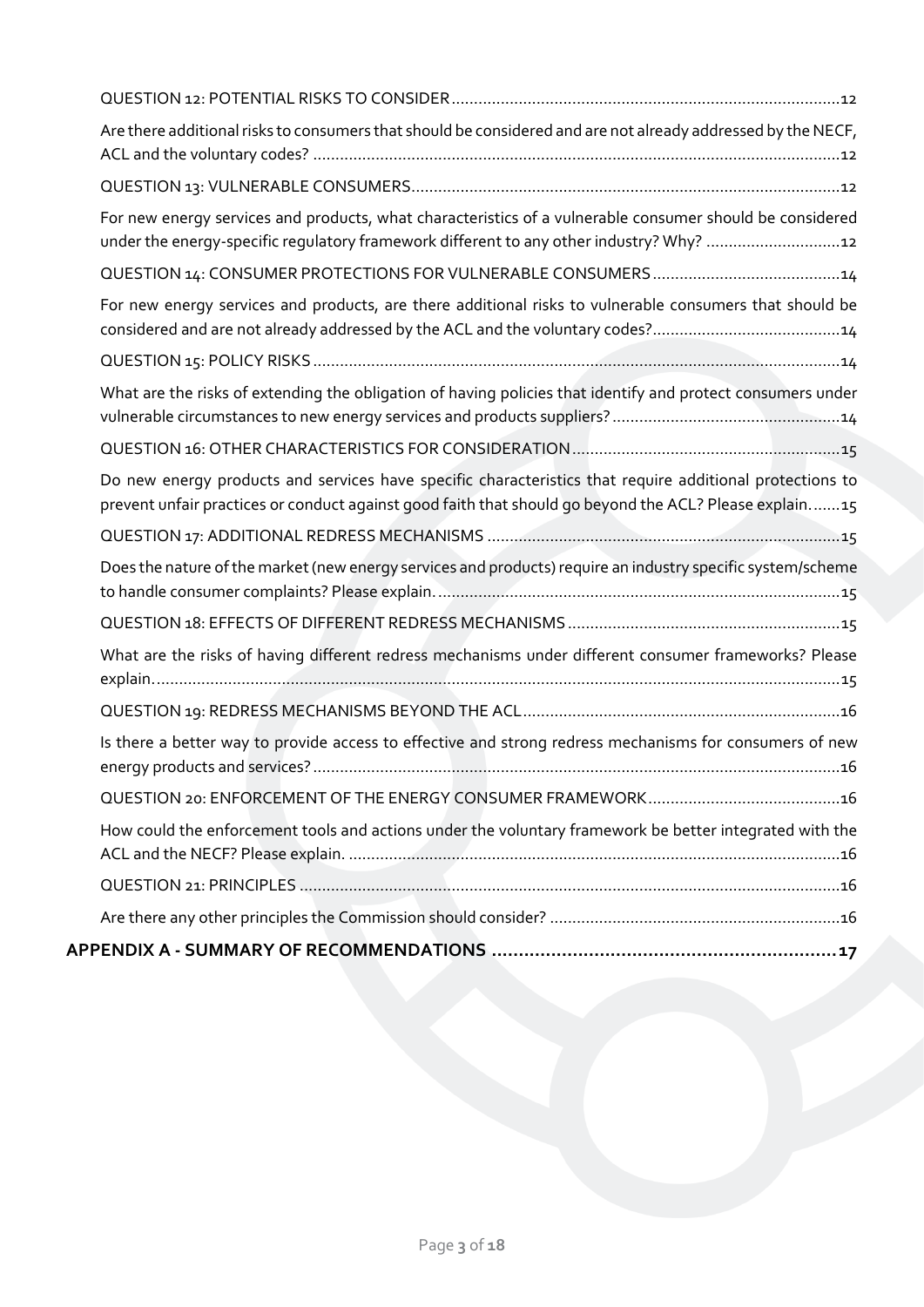QUESTION 12: POTENTIAL RISKS TO CONSIDER .......................................................................................12

Are there additional risks to consumers that should be considered and are not already addressed by the NECF, ACL and the voluntary codes? .......................................................................................................................12

QUESTION 13: VULNERABLE CONSUMERS.................................................................................................12

For new energy services and products, what characteristics of a vulnerable consumer should be considered under the energy-specific regulatory framework different to any other industry? Why? ..............................12

QUESTION 14: CONSUMER PROTECTIONS FOR VULNERABLE CONSUMERS ..........................................14

For new energy services and products, are there additional risks to vulnerable consumers that should be considered and are not already addressed by the ACL and the voluntary codes?..........................................14

QUESTION 15: POLICY RISKS ......................................................................................................................14

What are the risks of extending the obligation of having policies that identify and protect consumers under vulnerable circumstances to new energy services and products suppliers? ...................................................14

QUESTION 16: OTHER CHARACTERISTICS FOR CONSIDERATION ............................................................15

Do new energy products and services have specific characteristics that require additional protections to prevent unfair practices or conduct against good faith that should go beyond the ACL? Please explain.......15

QUESTION 17: ADDITIONAL REDRESS MECHANISMS ...............................................................................15

Does the nature of the market (new energy services and products) require an industry specific system/scheme to handle consumer complaints? Please explain. ..........................................................................................15

QUESTION 18: EFFECTS OF DIFFERENT REDRESS MECHANISMS .............................................................15

What are the risks of having different redress mechanisms under different consumer frameworks? Please explain. .......................................................................................................................................................15

QUESTION 19: REDRESS MECHANISMS BEYOND THE ACL .......................................................................16

Is there a better way to provide access to effective and strong redress mechanisms for consumers of new energy products and services? .....................................................................................................................16

QUESTION 20: ENFORCEMENT OF THE ENERGY CONSUMER FRAMEWORK ...........................................16

How could the enforcement tools and actions under the voluntary framework be better integrated with the ACL and the NECF? Please explain. .............................................................................................................16

QUESTION 21: PRINCIPLES .........................................................................................................................16

Are there any other principles the Commission should consider? .................................................................16

**APPENDIX A - SUMMARY OF RECOMMENDATIONS ..................................................................17**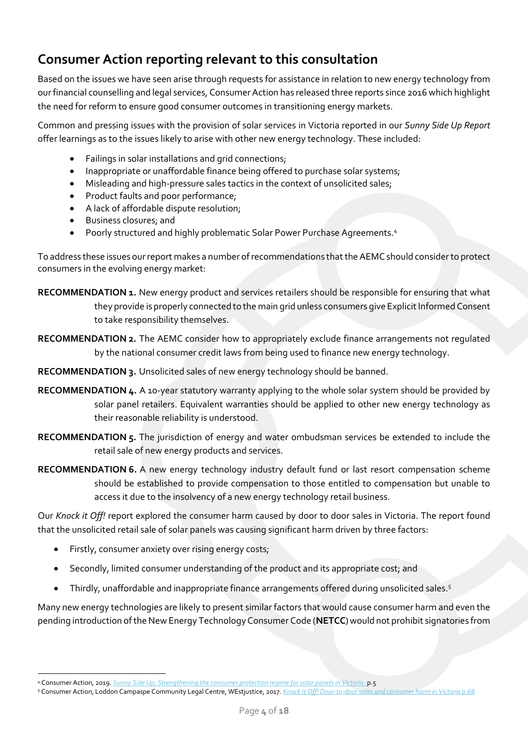## Consumer Action reporting relevant to this consultation

Based on the issues we have seen arise through requests for assistance in relation to new energy technology from our financial counselling and legal services, Consumer Action has released three reports since 2016 which highlight the need for reform to ensure good consumer outcomes in transitioning energy markets.

Common and pressing issues with the provision of solar services in Victoria reported in our *Sunny Side Up Report* offer learnings as to the issues likely to arise with other new energy technology. These included:

- Failings in solar installations and grid connections;
- Inappropriate or unaffordable finance being offered to purchase solar systems;
- Misleading and high-pressure sales tactics in the context of unsolicited sales;
- Product faults and poor performance;
- A lack of affordable dispute resolution;
- Business closures; and
- Poorly structured and highly problematic Solar Power Purchase Agreements.[4]

To address these issues our report makes a number of recommendations that the AEMC should consider to protect consumers in the evolving energy market:

**RECOMMENDATION 1.** New energy product and services retailers should be responsible for ensuring that what they provide is properly connected to the main grid unless consumers give Explicit Informed Consent to take responsibility themselves.

**RECOMMENDATION 2.** The AEMC consider how to appropriately exclude finance arrangements not regulated by the national consumer credit laws from being used to finance new energy technology.

**RECOMMENDATION 3.** Unsolicited sales of new energy technology should be banned.

**RECOMMENDATION 4.** A 10-year statutory warranty applying to the whole solar system should be provided by solar panel retailers. Equivalent warranties should be applied to other new energy technology as their reasonable reliability is understood.

**RECOMMENDATION 5.** The jurisdiction of energy and water ombudsman services be extended to include the retail sale of new energy products and services.

**RECOMMENDATION 6.** A new energy technology industry default fund or last resort compensation scheme should be established to provide compensation to those entitled to compensation but unable to access it due to the insolvency of a new energy technology retail business.

Our *Knock it Off!* report explored the consumer harm caused by door to door sales in Victoria. The report found that the unsolicited retail sale of solar panels was causing significant harm driven by three factors:

- Firstly, consumer anxiety over rising energy costs;
- Secondly, limited consumer understanding of the product and its appropriate cost; and
- Thirdly, unaffordable and inappropriate finance arrangements offered during unsolicited sales.[5]

Many new energy technologies are likely to present similar factors that would cause consumer harm and even the pending introduction of the New Energy Technology Consumer Code (**NETCC**) would not prohibit signatories from

---

[4] Consumer Action, 2019. *Sunny Side Up; Strengthening the consumer protection regime for solar panels in Victoria.* p.5

[5] Consumer Action, Loddon Campaspe Community Legal Centre, WEstjustice, 2017. *Knock It Off! Door-to-door sales and consumer harm in Victoria* p.68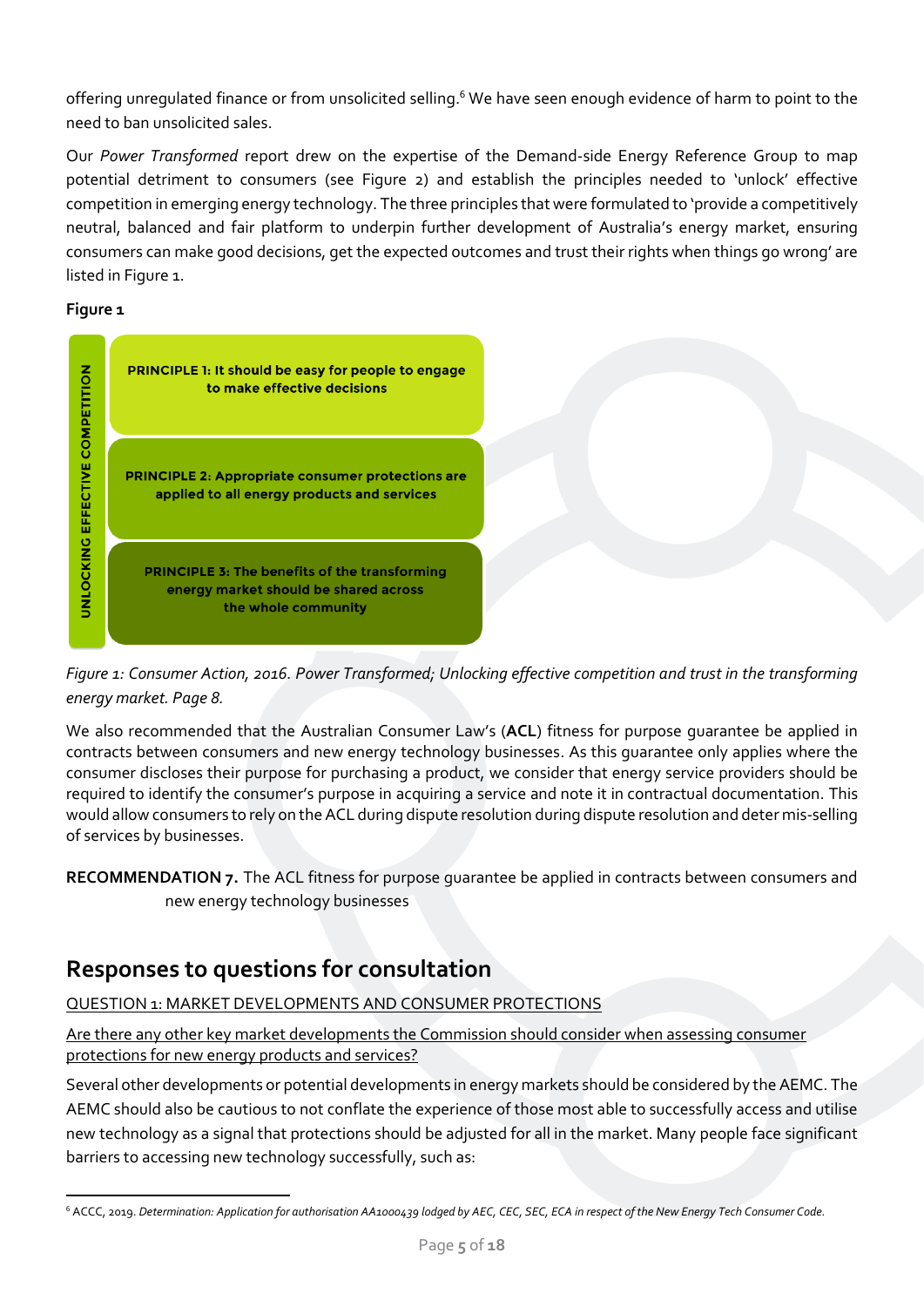offering unregulated finance or from unsolicited selling.[6] We have seen enough evidence of harm to point to the need to ban unsolicited sales.

Our *Power Transformed* report drew on the expertise of the Demand-side Energy Reference Group to map potential detriment to consumers (see Figure 2) and establish the principles needed to 'unlock' effective competition in emerging energy technology. The three principles that were formulated to 'provide a competitively neutral, balanced and fair platform to underpin further development of Australia's energy market, ensuring consumers can make good decisions, get the expected outcomes and trust their rights when things go wrong' are listed in Figure 1.

**Figure 1**

UNLOCKING EFFECTIVE COMPETITION

**PRINCIPLE 1: It should be easy for people to engage to make effective decisions**

**PRINCIPLE 2: Appropriate consumer protections are applied to all energy products and services**

**PRINCIPLE 3: The benefits of the transforming energy market should be shared across the whole community**

*Figure 1: Consumer Action, 2016. Power Transformed; Unlocking effective competition and trust in the transforming energy market. Page 8.*

We also recommended that the Australian Consumer Law's (**ACL**) fitness for purpose guarantee be applied in contracts between consumers and new energy technology businesses. As this guarantee only applies where the consumer discloses their purpose for purchasing a product, we consider that energy service providers should be required to identify the consumer's purpose in acquiring a service and note it in contractual documentation. This would allow consumers to rely on the ACL during dispute resolution during dispute resolution and deter mis-selling of services by businesses.

**RECOMMENDATION 7.** The ACL fitness for purpose guarantee be applied in contracts between consumers and new energy technology businesses

## Responses to questions for consultation

QUESTION 1: MARKET DEVELOPMENTS AND CONSUMER PROTECTIONS

Are there any other key market developments the Commission should consider when assessing consumer protections for new energy products and services?

Several other developments or potential developments in energy markets should be considered by the AEMC. The AEMC should also be cautious to not conflate the experience of those most able to successfully access and utilise new technology as a signal that protections should be adjusted for all in the market. Many people face significant barriers to accessing new technology successfully, such as:

[6] ACCC, 2019. *Determination: Application for authorisation AA1000439 lodged by AEC, CEC, SEC, ECA in respect of the New Energy Tech Consumer Code.*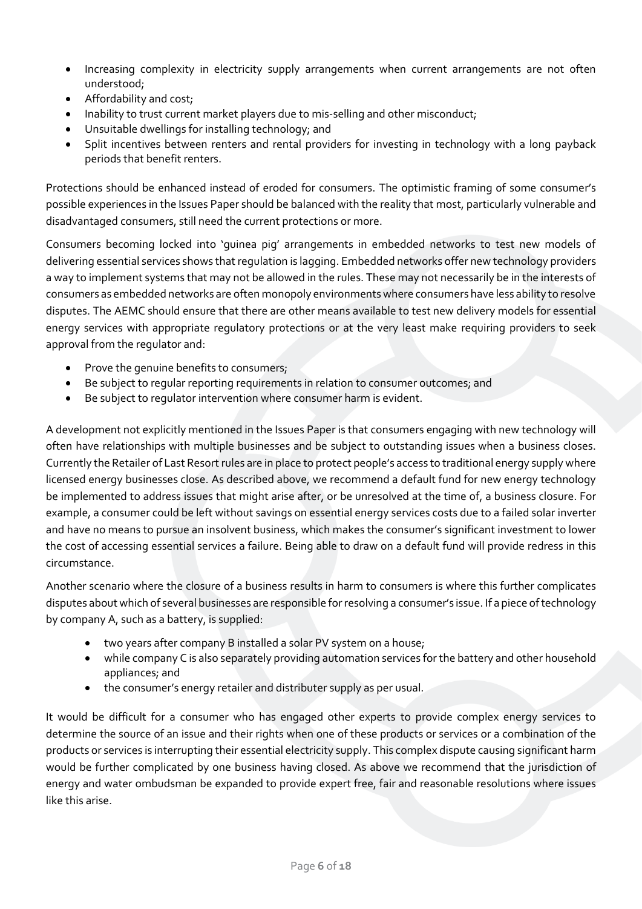- Increasing complexity in electricity supply arrangements when current arrangements are not often understood;
- Affordability and cost;
- Inability to trust current market players due to mis-selling and other misconduct;
- Unsuitable dwellings for installing technology; and
- Split incentives between renters and rental providers for investing in technology with a long payback periods that benefit renters.

Protections should be enhanced instead of eroded for consumers. The optimistic framing of some consumer's possible experiences in the Issues Paper should be balanced with the reality that most, particularly vulnerable and disadvantaged consumers, still need the current protections or more.

Consumers becoming locked into 'guinea pig' arrangements in embedded networks to test new models of delivering essential services shows that regulation is lagging. Embedded networks offer new technology providers a way to implement systems that may not be allowed in the rules. These may not necessarily be in the interests of consumers as embedded networks are often monopoly environments where consumers have less ability to resolve disputes. The AEMC should ensure that there are other means available to test new delivery models for essential energy services with appropriate regulatory protections or at the very least make requiring providers to seek approval from the regulator and:

- Prove the genuine benefits to consumers;
- Be subject to regular reporting requirements in relation to consumer outcomes; and
- Be subject to regulator intervention where consumer harm is evident.

A development not explicitly mentioned in the Issues Paper is that consumers engaging with new technology will often have relationships with multiple businesses and be subject to outstanding issues when a business closes. Currently the Retailer of Last Resort rules are in place to protect people's access to traditional energy supply where licensed energy businesses close. As described above, we recommend a default fund for new energy technology be implemented to address issues that might arise after, or be unresolved at the time of, a business closure. For example, a consumer could be left without savings on essential energy services costs due to a failed solar inverter and have no means to pursue an insolvent business, which makes the consumer's significant investment to lower the cost of accessing essential services a failure. Being able to draw on a default fund will provide redress in this circumstance.

Another scenario where the closure of a business results in harm to consumers is where this further complicates disputes about which of several businesses are responsible for resolving a consumer's issue. If a piece of technology by company A, such as a battery, is supplied:

- two years after company B installed a solar PV system on a house;
- while company C is also separately providing automation services for the battery and other household appliances; and
- the consumer's energy retailer and distributer supply as per usual.

It would be difficult for a consumer who has engaged other experts to provide complex energy services to determine the source of an issue and their rights when one of these products or services or a combination of the products or services is interrupting their essential electricity supply. This complex dispute causing significant harm would be further complicated by one business having closed. As above we recommend that the jurisdiction of energy and water ombudsman be expanded to provide expert free, fair and reasonable resolutions where issues like this arise.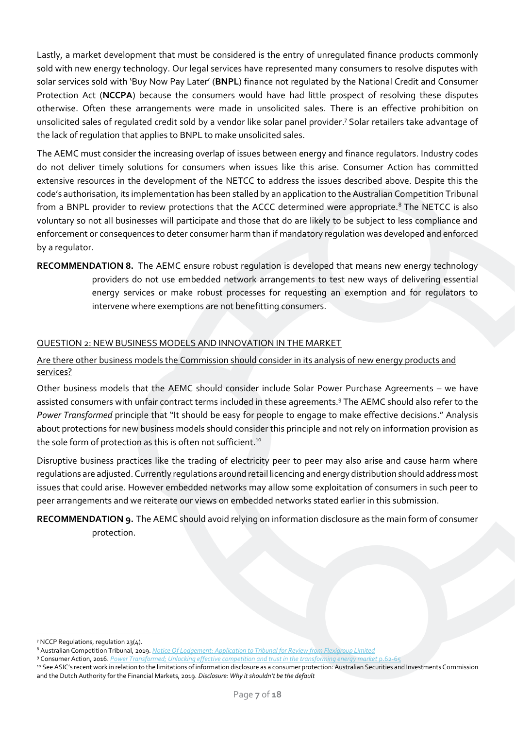Lastly, a market development that must be considered is the entry of unregulated finance products commonly sold with new energy technology. Our legal services have represented many consumers to resolve disputes with solar services sold with 'Buy Now Pay Later' (**BNPL**) finance not regulated by the National Credit and Consumer Protection Act (**NCCPA**) because the consumers would have had little prospect of resolving these disputes otherwise. Often these arrangements were made in unsolicited sales. There is an effective prohibition on unsolicited sales of regulated credit sold by a vendor like solar panel provider.[7] Solar retailers take advantage of the lack of regulation that applies to BNPL to make unsolicited sales.

The AEMC must consider the increasing overlap of issues between energy and finance regulators. Industry codes do not deliver timely solutions for consumers when issues like this arise. Consumer Action has committed extensive resources in the development of the NETCC to address the issues described above. Despite this the code's authorisation, its implementation has been stalled by an application to the Australian Competition Tribunal from a BNPL provider to review protections that the ACCC determined were appropriate.[8] The NETCC is also voluntary so not all businesses will participate and those that do are likely to be subject to less compliance and enforcement or consequences to deter consumer harm than if mandatory regulation was developed and enforced by a regulator.

**RECOMMENDATION 8.** The AEMC ensure robust regulation is developed that means new energy technology providers do not use embedded network arrangements to test new ways of delivering essential energy services or make robust processes for requesting an exemption and for regulators to intervene where exemptions are not benefitting consumers.

## QUESTION 2: NEW BUSINESS MODELS AND INNOVATION IN THE MARKET

### Are there other business models the Commission should consider in its analysis of new energy products and services?

Other business models that the AEMC should consider include Solar Power Purchase Agreements – we have assisted consumers with unfair contract terms included in these agreements.[9] The AEMC should also refer to the *Power Transformed* principle that "It should be easy for people to engage to make effective decisions." Analysis about protections for new business models should consider this principle and not rely on information provision as the sole form of protection as this is often not sufficient.[10]

Disruptive business practices like the trading of electricity peer to peer may also arise and cause harm where regulations are adjusted. Currently regulations around retail licencing and energy distribution should address most issues that could arise. However embedded networks may allow some exploitation of consumers in such peer to peer arrangements and we reiterate our views on embedded networks stated earlier in this submission.

**RECOMMENDATION 9.** The AEMC should avoid relying on information disclosure as the main form of consumer protection.

---

[7] NCCP Regulations, regulation 23(4).

[8] Australian Competition Tribunal, 2019. *Notice Of Lodgement: Application to Tribunal for Review from Flexigroup Limited*

[9] Consumer Action, 2016. *Power Transformed; Unlocking effective competition and trust in the transforming energy market* p.62-65

[10] See ASIC's recent work in relation to the limitations of information disclosure as a consumer protection: Australian Securities and Investments Commission and the Dutch Authority for the Financial Markets, 2019. *Disclosure: Why it shouldn't be the default*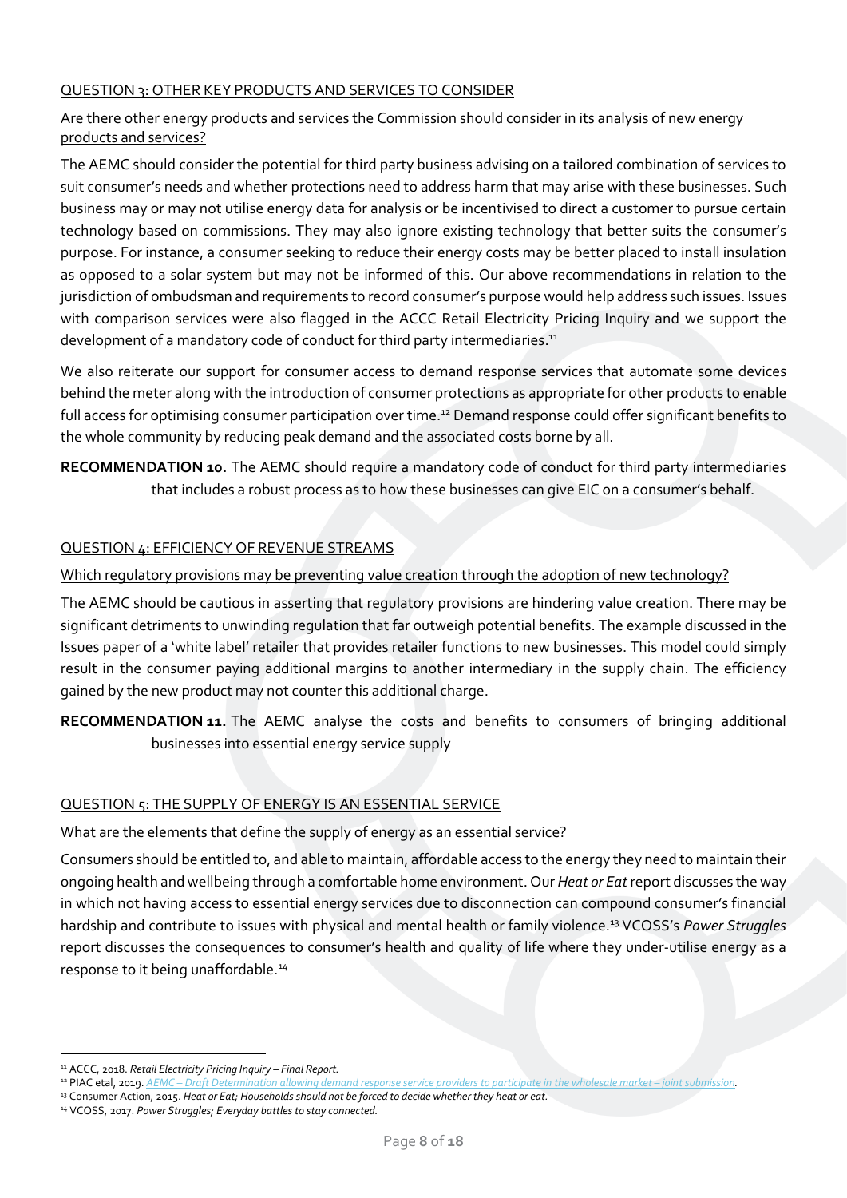QUESTION 3: OTHER KEY PRODUCTS AND SERVICES TO CONSIDER

Are there other energy products and services the Commission should consider in its analysis of new energy products and services?

The AEMC should consider the potential for third party business advising on a tailored combination of services to suit consumer's needs and whether protections need to address harm that may arise with these businesses. Such business may or may not utilise energy data for analysis or be incentivised to direct a customer to pursue certain technology based on commissions. They may also ignore existing technology that better suits the consumer's purpose. For instance, a consumer seeking to reduce their energy costs may be better placed to install insulation as opposed to a solar system but may not be informed of this. Our above recommendations in relation to the jurisdiction of ombudsman and requirements to record consumer's purpose would help address such issues. Issues with comparison services were also flagged in the ACCC Retail Electricity Pricing Inquiry and we support the development of a mandatory code of conduct for third party intermediaries.[11]

We also reiterate our support for consumer access to demand response services that automate some devices behind the meter along with the introduction of consumer protections as appropriate for other products to enable full access for optimising consumer participation over time.[12] Demand response could offer significant benefits to the whole community by reducing peak demand and the associated costs borne by all.

**RECOMMENDATION 10.** The AEMC should require a mandatory code of conduct for third party intermediaries that includes a robust process as to how these businesses can give EIC on a consumer's behalf.

QUESTION 4: EFFICIENCY OF REVENUE STREAMS

Which regulatory provisions may be preventing value creation through the adoption of new technology?

The AEMC should be cautious in asserting that regulatory provisions are hindering value creation. There may be significant detriments to unwinding regulation that far outweigh potential benefits. The example discussed in the Issues paper of a 'white label' retailer that provides retailer functions to new businesses. This model could simply result in the consumer paying additional margins to another intermediary in the supply chain. The efficiency gained by the new product may not counter this additional charge.

**RECOMMENDATION 11.** The AEMC analyse the costs and benefits to consumers of bringing additional businesses into essential energy service supply

QUESTION 5: THE SUPPLY OF ENERGY IS AN ESSENTIAL SERVICE

What are the elements that define the supply of energy as an essential service?

Consumers should be entitled to, and able to maintain, affordable access to the energy they need to maintain their ongoing health and wellbeing through a comfortable home environment. Our *Heat or Eat* report discusses the way in which not having access to essential energy services due to disconnection can compound consumer's financial hardship and contribute to issues with physical and mental health or family violence.[13] VCOSS's *Power Struggles* report discusses the consequences to consumer's health and quality of life where they under-utilise energy as a response to it being unaffordable.[14]

---

[11] ACCC, 2018. *Retail Electricity Pricing Inquiry – Final Report.*

[12] PIAC etal, 2019. *AEMC – Draft Determination allowing demand response service providers to participate in the wholesale market – joint submission.*

[13] Consumer Action, 2015. *Heat or Eat; Households should not be forced to decide whether they heat or eat.*

[14] VCOSS, 2017. *Power Struggles; Everyday battles to stay connected.*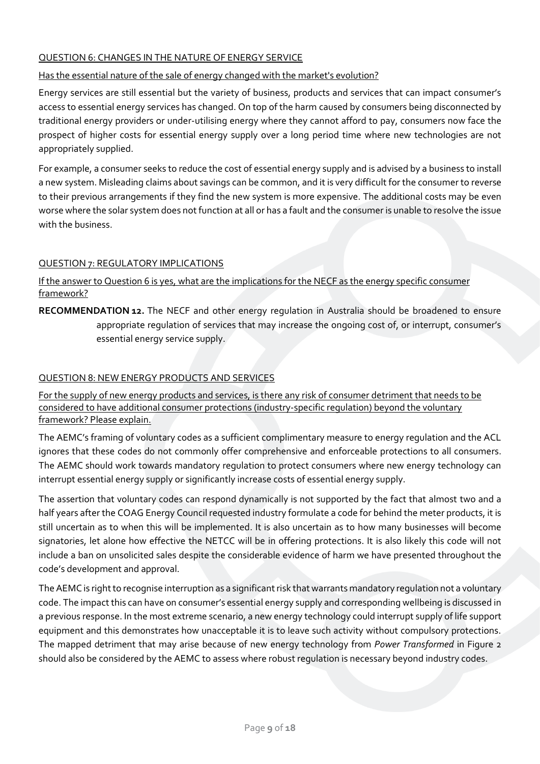QUESTION 6: CHANGES IN THE NATURE OF ENERGY SERVICE

Has the essential nature of the sale of energy changed with the market's evolution?

Energy services are still essential but the variety of business, products and services that can impact consumer's access to essential energy services has changed. On top of the harm caused by consumers being disconnected by traditional energy providers or under-utilising energy where they cannot afford to pay, consumers now face the prospect of higher costs for essential energy supply over a long period time where new technologies are not appropriately supplied.

For example, a consumer seeks to reduce the cost of essential energy supply and is advised by a business to install a new system. Misleading claims about savings can be common, and it is very difficult for the consumer to reverse to their previous arrangements if they find the new system is more expensive. The additional costs may be even worse where the solar system does not function at all or has a fault and the consumer is unable to resolve the issue with the business.

QUESTION 7: REGULATORY IMPLICATIONS

If the answer to Question 6 is yes, what are the implications for the NECF as the energy specific consumer framework?

**RECOMMENDATION 12.** The NECF and other energy regulation in Australia should be broadened to ensure appropriate regulation of services that may increase the ongoing cost of, or interrupt, consumer's essential energy service supply.

QUESTION 8: NEW ENERGY PRODUCTS AND SERVICES

For the supply of new energy products and services, is there any risk of consumer detriment that needs to be considered to have additional consumer protections (industry-specific regulation) beyond the voluntary framework? Please explain.

The AEMC's framing of voluntary codes as a sufficient complimentary measure to energy regulation and the ACL ignores that these codes do not commonly offer comprehensive and enforceable protections to all consumers. The AEMC should work towards mandatory regulation to protect consumers where new energy technology can interrupt essential energy supply or significantly increase costs of essential energy supply.

The assertion that voluntary codes can respond dynamically is not supported by the fact that almost two and a half years after the COAG Energy Council requested industry formulate a code for behind the meter products, it is still uncertain as to when this will be implemented. It is also uncertain as to how many businesses will become signatories, let alone how effective the NETCC will be in offering protections. It is also likely this code will not include a ban on unsolicited sales despite the considerable evidence of harm we have presented throughout the code's development and approval.

The AEMC is right to recognise interruption as a significant risk that warrants mandatory regulation not a voluntary code. The impact this can have on consumer's essential energy supply and corresponding wellbeing is discussed in a previous response. In the most extreme scenario, a new energy technology could interrupt supply of life support equipment and this demonstrates how unacceptable it is to leave such activity without compulsory protections. The mapped detriment that may arise because of new energy technology from *Power Transformed* in Figure 2 should also be considered by the AEMC to assess where robust regulation is necessary beyond industry codes.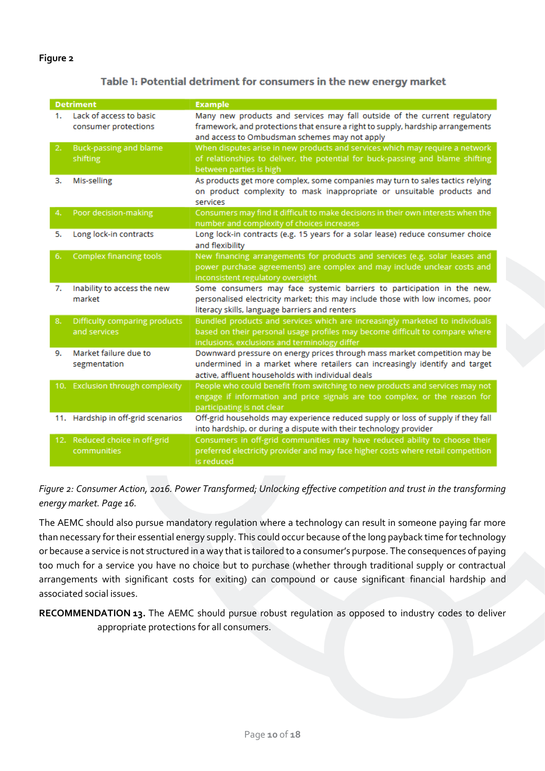**Figure 2**

**Table 1: Potential detriment for consumers in the new energy market**

| Detriment | Example |
|---|---|
| 1. Lack of access to basic consumer protections | Many new products and services may fall outside of the current regulatory framework, and protections that ensure a right to supply, hardship arrangements and access to Ombudsman schemes may not apply |
| 2. Buck-passing and blame shifting | When disputes arise in new products and services which may require a network of relationships to deliver, the potential for buck-passing and blame shifting between parties is high |
| 3. Mis-selling | As products get more complex, some companies may turn to sales tactics relying on product complexity to mask inappropriate or unsuitable products and services |
| 4. Poor decision-making | Consumers may find it difficult to make decisions in their own interests when the number and complexity of choices increases |
| 5. Long lock-in contracts | Long lock-in contracts (e.g. 15 years for a solar lease) reduce consumer choice and flexibility |
| 6. Complex financing tools | New financing arrangements for products and services (e.g. solar leases and power purchase agreements) are complex and may include unclear costs and inconsistent regulatory oversight |
| 7. Inability to access the new market | Some consumers may face systemic barriers to participation in the new, personalised electricity market; this may include those with low incomes, poor literacy skills, language barriers and renters |
| 8. Difficulty comparing products and services | Bundled products and services which are increasingly marketed to individuals based on their personal usage profiles may become difficult to compare where inclusions, exclusions and terminology differ |
| 9. Market failure due to segmentation | Downward pressure on energy prices through mass market competition may be undermined in a market where retailers can increasingly identify and target active, affluent households with individual deals |
| 10. Exclusion through complexity | People who could benefit from switching to new products and services may not engage if information and price signals are too complex, or the reason for participating is not clear |
| 11. Hardship in off-grid scenarios | Off-grid households may experience reduced supply or loss of supply if they fall into hardship, or during a dispute with their technology provider |
| 12. Reduced choice in off-grid communities | Consumers in off-grid communities may have reduced ability to choose their preferred electricity provider and may face higher costs where retail competition is reduced |

*Figure 2: Consumer Action, 2016. Power Transformed; Unlocking effective competition and trust in the transforming energy market. Page 16.*

The AEMC should also pursue mandatory regulation where a technology can result in someone paying far more than necessary for their essential energy supply. This could occur because of the long payback time for technology or because a service is not structured in a way that is tailored to a consumer's purpose. The consequences of paying too much for a service you have no choice but to purchase (whether through traditional supply or contractual arrangements with significant costs for exiting) can compound or cause significant financial hardship and associated social issues.

**RECOMMENDATION 13.** The AEMC should pursue robust regulation as opposed to industry codes to deliver appropriate protections for all consumers.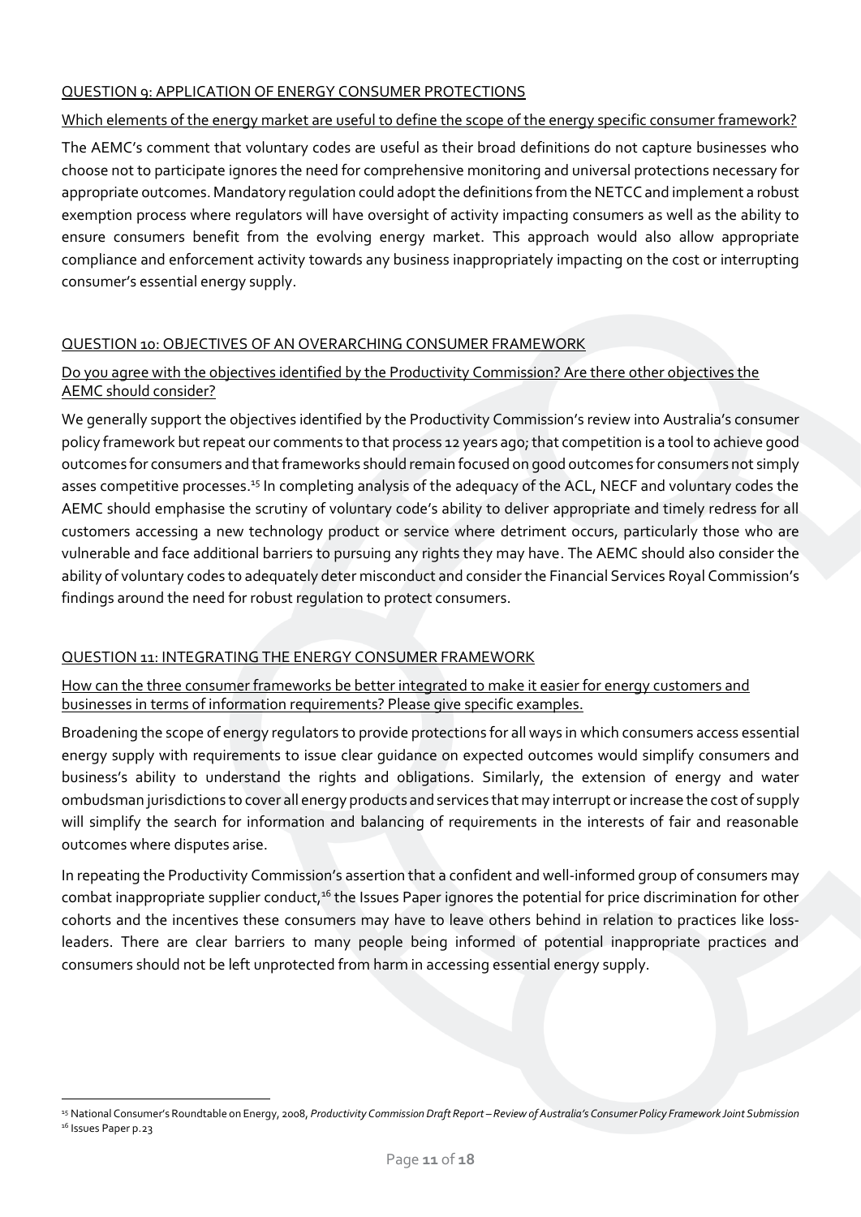## QUESTION 9: APPLICATION OF ENERGY CONSUMER PROTECTIONS

### Which elements of the energy market are useful to define the scope of the energy specific consumer framework?

The AEMC's comment that voluntary codes are useful as their broad definitions do not capture businesses who choose not to participate ignores the need for comprehensive monitoring and universal protections necessary for appropriate outcomes. Mandatory regulation could adopt the definitions from the NETCC and implement a robust exemption process where regulators will have oversight of activity impacting consumers as well as the ability to ensure consumers benefit from the evolving energy market. This approach would also allow appropriate compliance and enforcement activity towards any business inappropriately impacting on the cost or interrupting consumer's essential energy supply.

## QUESTION 10: OBJECTIVES OF AN OVERARCHING CONSUMER FRAMEWORK

### Do you agree with the objectives identified by the Productivity Commission? Are there other objectives the AEMC should consider?

We generally support the objectives identified by the Productivity Commission's review into Australia's consumer policy framework but repeat our comments to that process 12 years ago; that competition is a tool to achieve good outcomes for consumers and that frameworks should remain focused on good outcomes for consumers not simply asses competitive processes.[15] In completing analysis of the adequacy of the ACL, NECF and voluntary codes the AEMC should emphasise the scrutiny of voluntary code's ability to deliver appropriate and timely redress for all customers accessing a new technology product or service where detriment occurs, particularly those who are vulnerable and face additional barriers to pursuing any rights they may have. The AEMC should also consider the ability of voluntary codes to adequately deter misconduct and consider the Financial Services Royal Commission's findings around the need for robust regulation to protect consumers.

## QUESTION 11: INTEGRATING THE ENERGY CONSUMER FRAMEWORK

### How can the three consumer frameworks be better integrated to make it easier for energy customers and businesses in terms of information requirements? Please give specific examples.

Broadening the scope of energy regulators to provide protections for all ways in which consumers access essential energy supply with requirements to issue clear guidance on expected outcomes would simplify consumers and business's ability to understand the rights and obligations. Similarly, the extension of energy and water ombudsman jurisdictions to cover all energy products and services that may interrupt or increase the cost of supply will simplify the search for information and balancing of requirements in the interests of fair and reasonable outcomes where disputes arise.

In repeating the Productivity Commission's assertion that a confident and well-informed group of consumers may combat inappropriate supplier conduct,[16] the Issues Paper ignores the potential for price discrimination for other cohorts and the incentives these consumers may have to leave others behind in relation to practices like loss-leaders. There are clear barriers to many people being informed of potential inappropriate practices and consumers should not be left unprotected from harm in accessing essential energy supply.

---

[15] National Consumer's Roundtable on Energy, 2008, *Productivity Commission Draft Report – Review of Australia's Consumer Policy Framework Joint Submission*

[16] Issues Paper p.23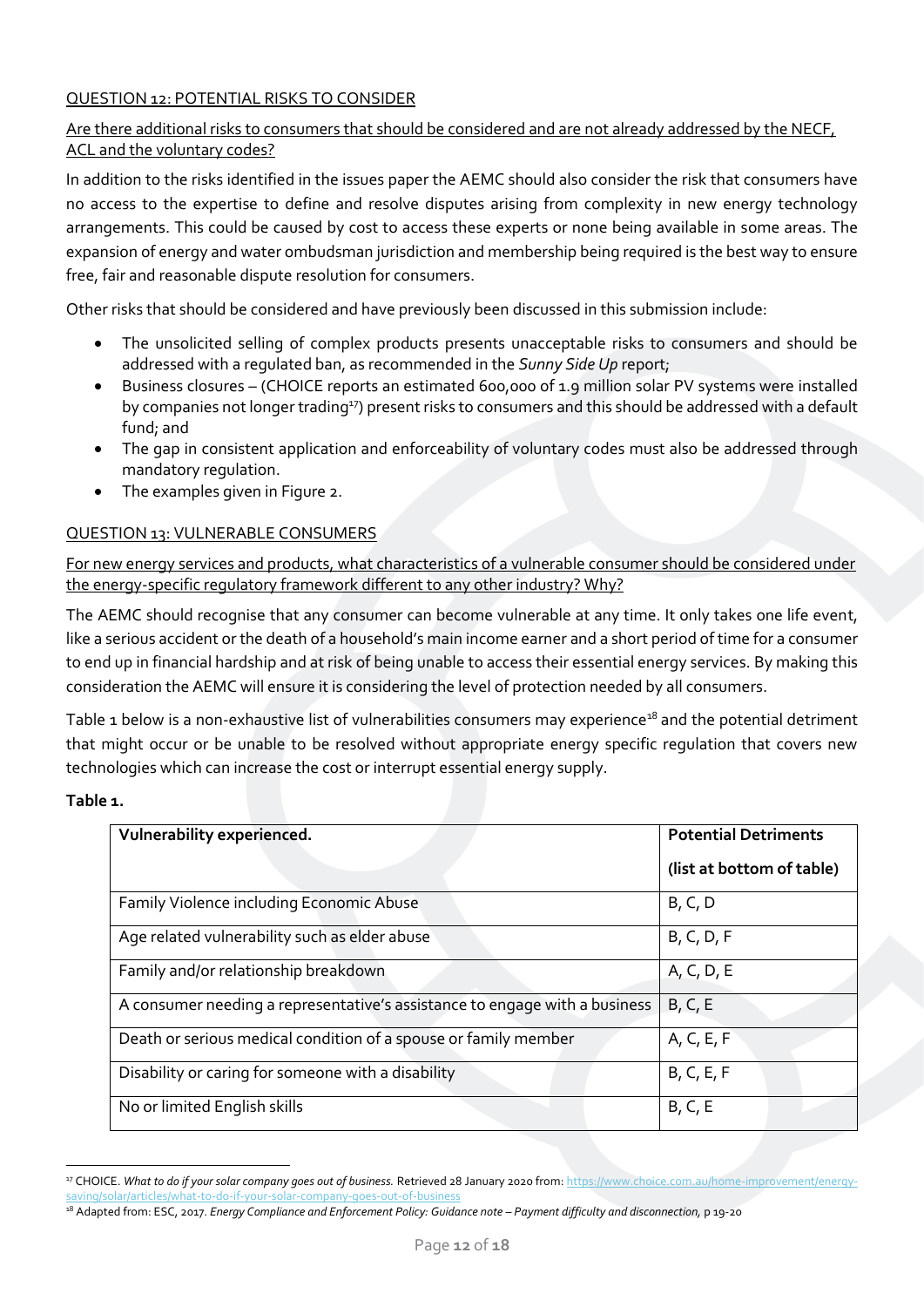QUESTION 12: POTENTIAL RISKS TO CONSIDER

Are there additional risks to consumers that should be considered and are not already addressed by the NECF, ACL and the voluntary codes?

In addition to the risks identified in the issues paper the AEMC should also consider the risk that consumers have no access to the expertise to define and resolve disputes arising from complexity in new energy technology arrangements. This could be caused by cost to access these experts or none being available in some areas. The expansion of energy and water ombudsman jurisdiction and membership being required is the best way to ensure free, fair and reasonable dispute resolution for consumers.

Other risks that should be considered and have previously been discussed in this submission include:

- The unsolicited selling of complex products presents unacceptable risks to consumers and should be addressed with a regulated ban, as recommended in the *Sunny Side Up* report;
- Business closures – (CHOICE reports an estimated 600,000 of 1.9 million solar PV systems were installed by companies not longer trading[17]) present risks to consumers and this should be addressed with a default fund; and
- The gap in consistent application and enforceability of voluntary codes must also be addressed through mandatory regulation.
- The examples given in Figure 2.

QUESTION 13: VULNERABLE CONSUMERS

For new energy services and products, what characteristics of a vulnerable consumer should be considered under the energy-specific regulatory framework different to any other industry? Why?

The AEMC should recognise that any consumer can become vulnerable at any time. It only takes one life event, like a serious accident or the death of a household's main income earner and a short period of time for a consumer to end up in financial hardship and at risk of being unable to access their essential energy services. By making this consideration the AEMC will ensure it is considering the level of protection needed by all consumers.

Table 1 below is a non-exhaustive list of vulnerabilities consumers may experience[18] and the potential detriment that might occur or be unable to be resolved without appropriate energy specific regulation that covers new technologies which can increase the cost or interrupt essential energy supply.

**Table 1.**

| Vulnerability experienced. | Potential Detriments (list at bottom of table) |
|---|---|
| Family Violence including Economic Abuse | B, C, D |
| Age related vulnerability such as elder abuse | B, C, D, F |
| Family and/or relationship breakdown | A, C, D, E |
| A consumer needing a representative's assistance to engage with a business | B, C, E |
| Death or serious medical condition of a spouse or family member | A, C, E, F |
| Disability or caring for someone with a disability | B, C, E, F |
| No or limited English skills | B, C, E |

[17] CHOICE. *What to do if your solar company goes out of business.* Retrieved 28 January 2020 from: https://www.choice.com.au/home-improvement/energy-saving/solar/articles/what-to-do-if-your-solar-company-goes-out-of-business

[18] Adapted from: ESC, 2017. *Energy Compliance and Enforcement Policy: Guidance note – Payment difficulty and disconnection,* p 19-20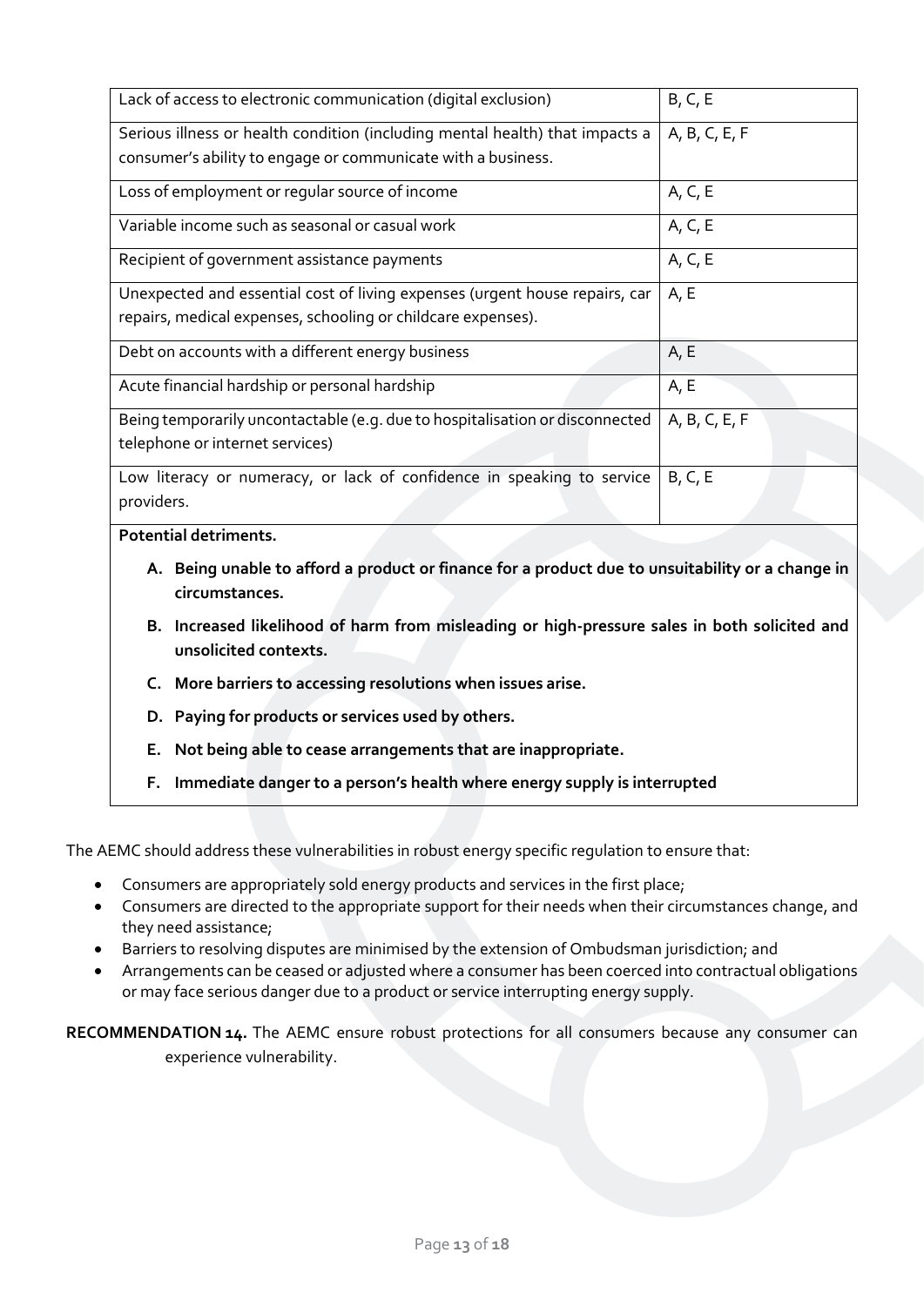| Lack of access to electronic communication (digital exclusion) | B, C, E |
| --- | --- |
| Serious illness or health condition (including mental health) that impacts a consumer's ability to engage or communicate with a business. | A, B, C, E, F |
| Loss of employment or regular source of income | A, C, E |
| Variable income such as seasonal or casual work | A, C, E |
| Recipient of government assistance payments | A, C, E |
| Unexpected and essential cost of living expenses (urgent house repairs, car repairs, medical expenses, schooling or childcare expenses). | A, E |
| Debt on accounts with a different energy business | A, E |
| Acute financial hardship or personal hardship | A, E |
| Being temporarily uncontactable (e.g. due to hospitalisation or disconnected telephone or internet services) | A, B, C, E, F |
| Low literacy or numeracy, or lack of confidence in speaking to service providers. | B, C, E |

**Potential detriments.**

- **A. Being unable to afford a product or finance for a product due to unsuitability or a change in circumstances.**
- **B. Increased likelihood of harm from misleading or high-pressure sales in both solicited and unsolicited contexts.**
- **C. More barriers to accessing resolutions when issues arise.**
- **D. Paying for products or services used by others.**
- **E. Not being able to cease arrangements that are inappropriate.**
- **F. Immediate danger to a person's health where energy supply is interrupted**

The AEMC should address these vulnerabilities in robust energy specific regulation to ensure that:

- Consumers are appropriately sold energy products and services in the first place;
- Consumers are directed to the appropriate support for their needs when their circumstances change, and they need assistance;
- Barriers to resolving disputes are minimised by the extension of Ombudsman jurisdiction; and
- Arrangements can be ceased or adjusted where a consumer has been coerced into contractual obligations or may face serious danger due to a product or service interrupting energy supply.

**RECOMMENDATION 14.** The AEMC ensure robust protections for all consumers because any consumer can experience vulnerability.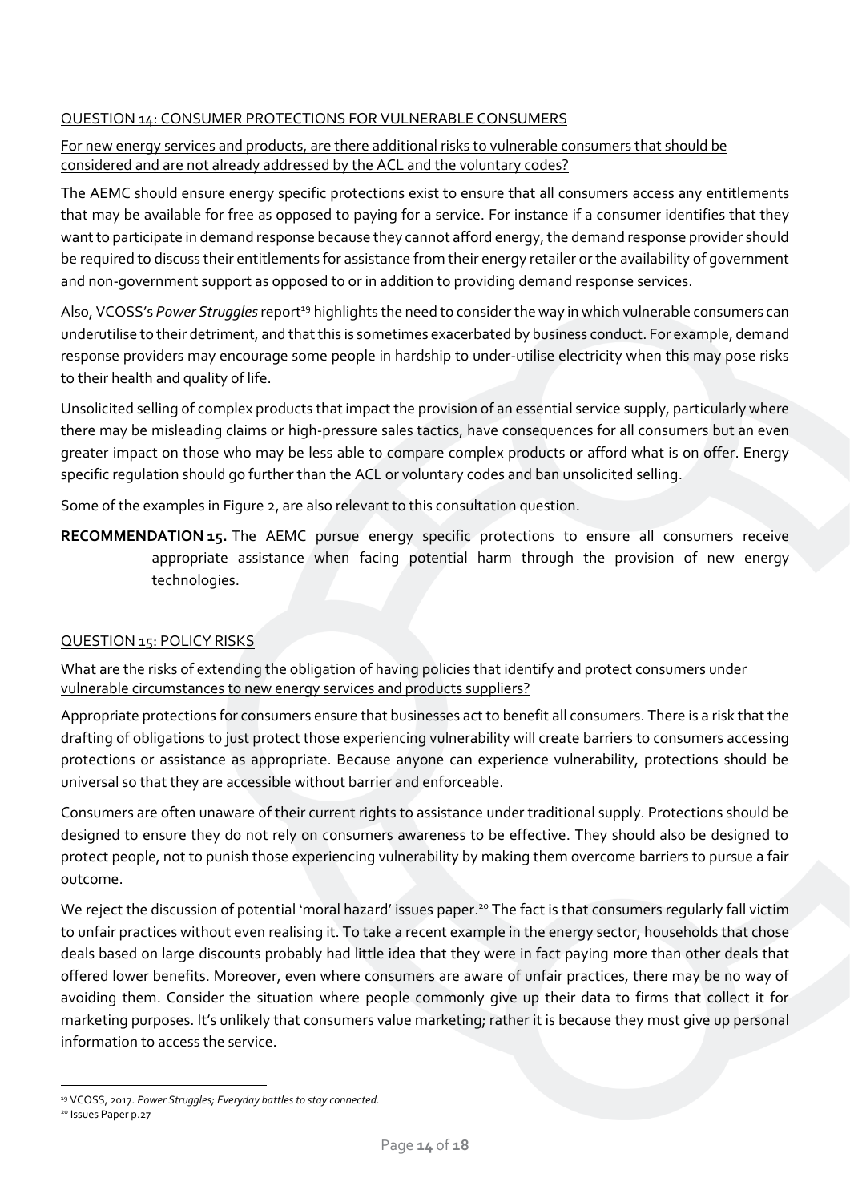QUESTION 14: CONSUMER PROTECTIONS FOR VULNERABLE CONSUMERS

For new energy services and products, are there additional risks to vulnerable consumers that should be considered and are not already addressed by the ACL and the voluntary codes?

The AEMC should ensure energy specific protections exist to ensure that all consumers access any entitlements that may be available for free as opposed to paying for a service. For instance if a consumer identifies that they want to participate in demand response because they cannot afford energy, the demand response provider should be required to discuss their entitlements for assistance from their energy retailer or the availability of government and non-government support as opposed to or in addition to providing demand response services.

Also, VCOSS's *Power Struggles* report[19] highlights the need to consider the way in which vulnerable consumers can underutilise to their detriment, and that this is sometimes exacerbated by business conduct. For example, demand response providers may encourage some people in hardship to under-utilise electricity when this may pose risks to their health and quality of life.

Unsolicited selling of complex products that impact the provision of an essential service supply, particularly where there may be misleading claims or high-pressure sales tactics, have consequences for all consumers but an even greater impact on those who may be less able to compare complex products or afford what is on offer. Energy specific regulation should go further than the ACL or voluntary codes and ban unsolicited selling.

Some of the examples in Figure 2, are also relevant to this consultation question.

**RECOMMENDATION 15.** The AEMC pursue energy specific protections to ensure all consumers receive appropriate assistance when facing potential harm through the provision of new energy technologies.

QUESTION 15: POLICY RISKS

What are the risks of extending the obligation of having policies that identify and protect consumers under vulnerable circumstances to new energy services and products suppliers?

Appropriate protections for consumers ensure that businesses act to benefit all consumers. There is a risk that the drafting of obligations to just protect those experiencing vulnerability will create barriers to consumers accessing protections or assistance as appropriate. Because anyone can experience vulnerability, protections should be universal so that they are accessible without barrier and enforceable.

Consumers are often unaware of their current rights to assistance under traditional supply. Protections should be designed to ensure they do not rely on consumers awareness to be effective. They should also be designed to protect people, not to punish those experiencing vulnerability by making them overcome barriers to pursue a fair outcome.

We reject the discussion of potential 'moral hazard' issues paper.[20] The fact is that consumers regularly fall victim to unfair practices without even realising it. To take a recent example in the energy sector, households that chose deals based on large discounts probably had little idea that they were in fact paying more than other deals that offered lower benefits. Moreover, even where consumers are aware of unfair practices, there may be no way of avoiding them. Consider the situation where people commonly give up their data to firms that collect it for marketing purposes. It's unlikely that consumers value marketing; rather it is because they must give up personal information to access the service.

[19] VCOSS, 2017. *Power Struggles; Everyday battles to stay connected.*

[20] Issues Paper p.27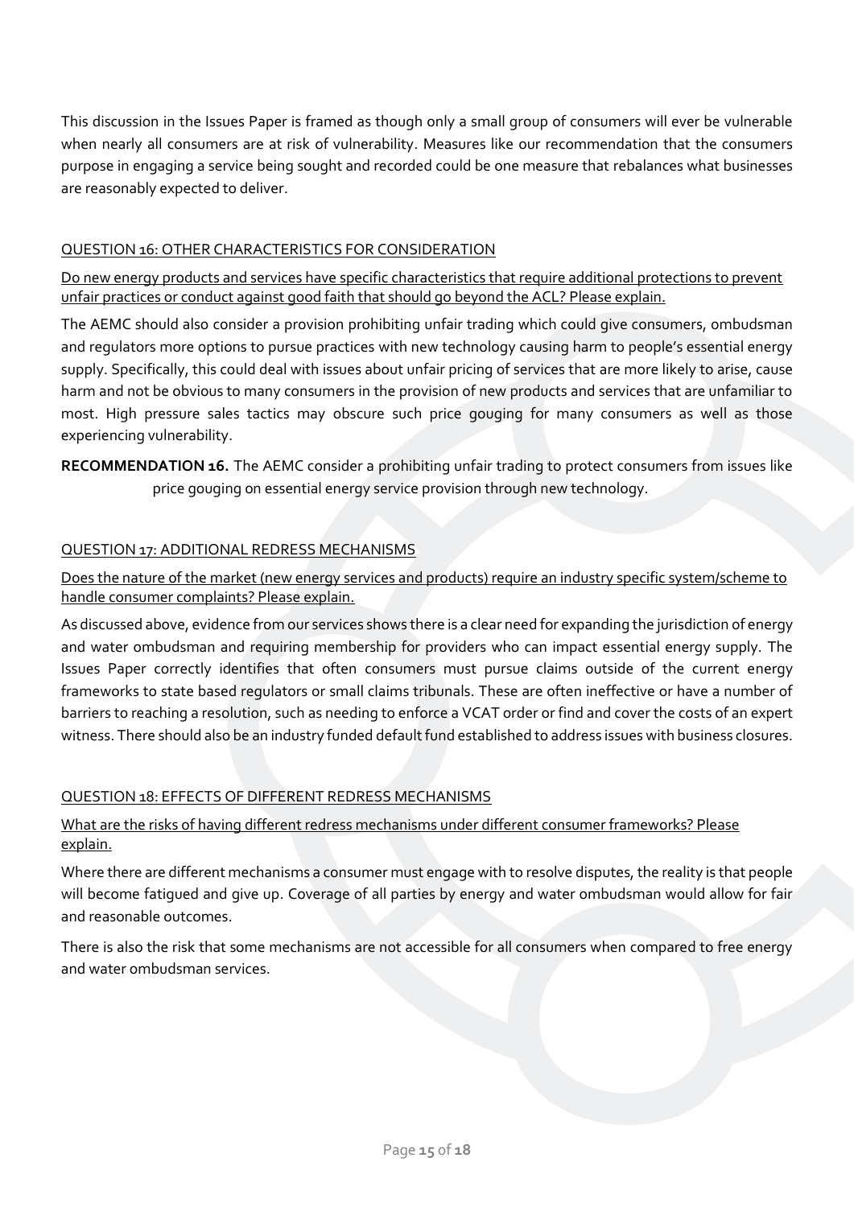This discussion in the Issues Paper is framed as though only a small group of consumers will ever be vulnerable when nearly all consumers are at risk of vulnerability. Measures like our recommendation that the consumers purpose in engaging a service being sought and recorded could be one measure that rebalances what businesses are reasonably expected to deliver.

### QUESTION 16: OTHER CHARACTERISTICS FOR CONSIDERATION

Do new energy products and services have specific characteristics that require additional protections to prevent unfair practices or conduct against good faith that should go beyond the ACL? Please explain.

The AEMC should also consider a provision prohibiting unfair trading which could give consumers, ombudsman and regulators more options to pursue practices with new technology causing harm to people's essential energy supply. Specifically, this could deal with issues about unfair pricing of services that are more likely to arise, cause harm and not be obvious to many consumers in the provision of new products and services that are unfamiliar to most. High pressure sales tactics may obscure such price gouging for many consumers as well as those experiencing vulnerability.

**RECOMMENDATION 16.** The AEMC consider a prohibiting unfair trading to protect consumers from issues like price gouging on essential energy service provision through new technology.

### QUESTION 17: ADDITIONAL REDRESS MECHANISMS

Does the nature of the market (new energy services and products) require an industry specific system/scheme to handle consumer complaints? Please explain.

As discussed above, evidence from our services shows there is a clear need for expanding the jurisdiction of energy and water ombudsman and requiring membership for providers who can impact essential energy supply. The Issues Paper correctly identifies that often consumers must pursue claims outside of the current energy frameworks to state based regulators or small claims tribunals. These are often ineffective or have a number of barriers to reaching a resolution, such as needing to enforce a VCAT order or find and cover the costs of an expert witness. There should also be an industry funded default fund established to address issues with business closures.

### QUESTION 18: EFFECTS OF DIFFERENT REDRESS MECHANISMS

What are the risks of having different redress mechanisms under different consumer frameworks? Please explain.

Where there are different mechanisms a consumer must engage with to resolve disputes, the reality is that people will become fatigued and give up. Coverage of all parties by energy and water ombudsman would allow for fair and reasonable outcomes.

There is also the risk that some mechanisms are not accessible for all consumers when compared to free energy and water ombudsman services.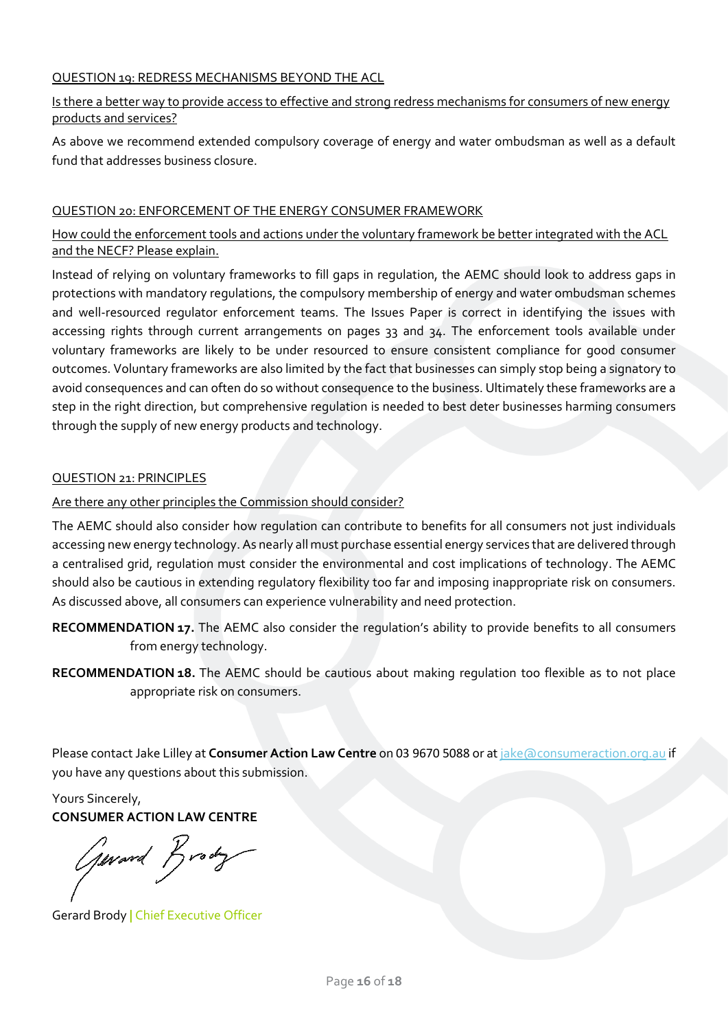QUESTION 19: REDRESS MECHANISMS BEYOND THE ACL

Is there a better way to provide access to effective and strong redress mechanisms for consumers of new energy products and services?

As above we recommend extended compulsory coverage of energy and water ombudsman as well as a default fund that addresses business closure.

QUESTION 20: ENFORCEMENT OF THE ENERGY CONSUMER FRAMEWORK

How could the enforcement tools and actions under the voluntary framework be better integrated with the ACL and the NECF? Please explain.

Instead of relying on voluntary frameworks to fill gaps in regulation, the AEMC should look to address gaps in protections with mandatory regulations, the compulsory membership of energy and water ombudsman schemes and well-resourced regulator enforcement teams. The Issues Paper is correct in identifying the issues with accessing rights through current arrangements on pages 33 and 34. The enforcement tools available under voluntary frameworks are likely to be under resourced to ensure consistent compliance for good consumer outcomes. Voluntary frameworks are also limited by the fact that businesses can simply stop being a signatory to avoid consequences and can often do so without consequence to the business. Ultimately these frameworks are a step in the right direction, but comprehensive regulation is needed to best deter businesses harming consumers through the supply of new energy products and technology.

QUESTION 21: PRINCIPLES

Are there any other principles the Commission should consider?

The AEMC should also consider how regulation can contribute to benefits for all consumers not just individuals accessing new energy technology. As nearly all must purchase essential energy services that are delivered through a centralised grid, regulation must consider the environmental and cost implications of technology. The AEMC should also be cautious in extending regulatory flexibility too far and imposing inappropriate risk on consumers. As discussed above, all consumers can experience vulnerability and need protection.

**RECOMMENDATION 17.** The AEMC also consider the regulation's ability to provide benefits to all consumers from energy technology.

**RECOMMENDATION 18.** The AEMC should be cautious about making regulation too flexible as to not place appropriate risk on consumers.

Please contact Jake Lilley at **Consumer Action Law Centre** on 03 9670 5088 or at jake@consumeraction.org.au if you have any questions about this submission.

Yours Sincerely,
**CONSUMER ACTION LAW CENTRE**

Gerard Brody | Chief Executive Officer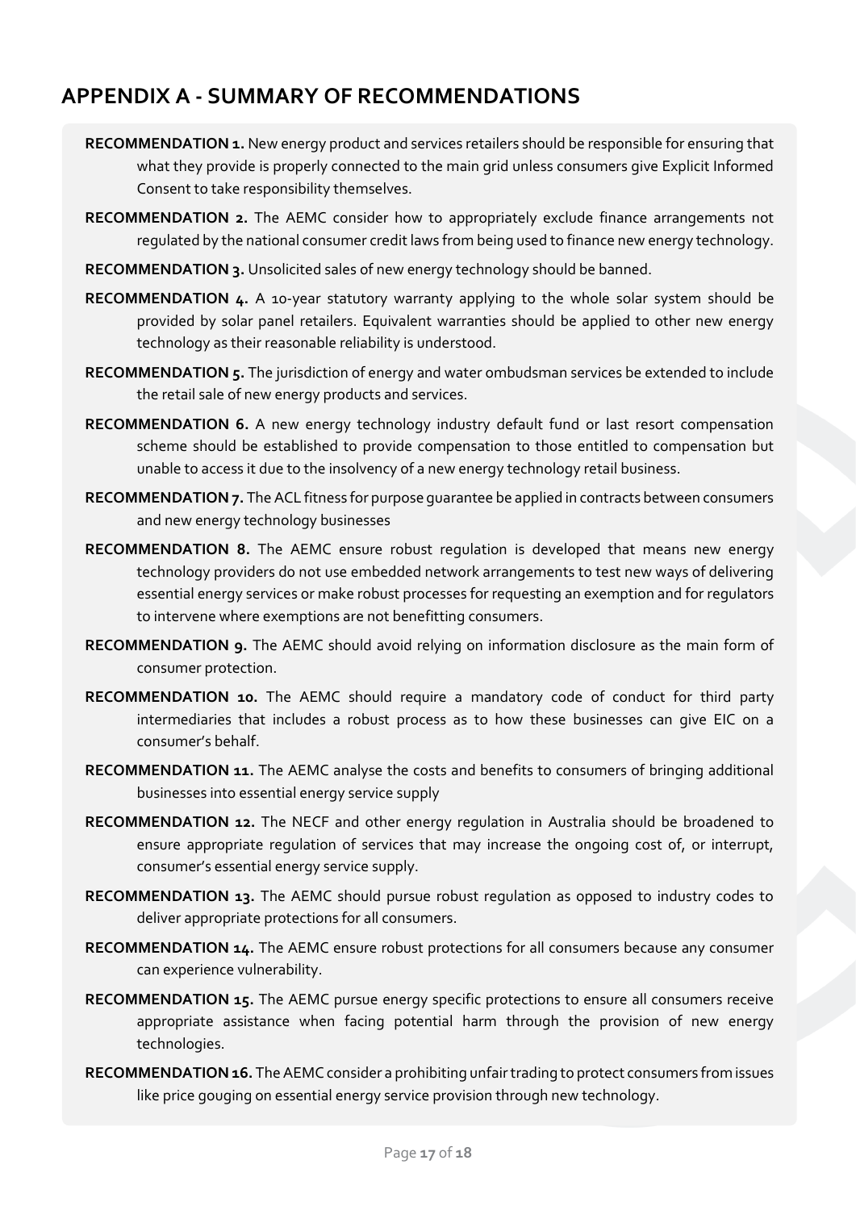## APPENDIX A - SUMMARY OF RECOMMENDATIONS

**RECOMMENDATION 1.** New energy product and services retailers should be responsible for ensuring that what they provide is properly connected to the main grid unless consumers give Explicit Informed Consent to take responsibility themselves.

**RECOMMENDATION 2.** The AEMC consider how to appropriately exclude finance arrangements not regulated by the national consumer credit laws from being used to finance new energy technology.

**RECOMMENDATION 3.** Unsolicited sales of new energy technology should be banned.

**RECOMMENDATION 4.** A 10-year statutory warranty applying to the whole solar system should be provided by solar panel retailers. Equivalent warranties should be applied to other new energy technology as their reasonable reliability is understood.

**RECOMMENDATION 5.** The jurisdiction of energy and water ombudsman services be extended to include the retail sale of new energy products and services.

**RECOMMENDATION 6.** A new energy technology industry default fund or last resort compensation scheme should be established to provide compensation to those entitled to compensation but unable to access it due to the insolvency of a new energy technology retail business.

**RECOMMENDATION 7.** The ACL fitness for purpose guarantee be applied in contracts between consumers and new energy technology businesses

**RECOMMENDATION 8.** The AEMC ensure robust regulation is developed that means new energy technology providers do not use embedded network arrangements to test new ways of delivering essential energy services or make robust processes for requesting an exemption and for regulators to intervene where exemptions are not benefitting consumers.

**RECOMMENDATION 9.** The AEMC should avoid relying on information disclosure as the main form of consumer protection.

**RECOMMENDATION 10.** The AEMC should require a mandatory code of conduct for third party intermediaries that includes a robust process as to how these businesses can give EIC on a consumer's behalf.

**RECOMMENDATION 11.** The AEMC analyse the costs and benefits to consumers of bringing additional businesses into essential energy service supply

**RECOMMENDATION 12.** The NECF and other energy regulation in Australia should be broadened to ensure appropriate regulation of services that may increase the ongoing cost of, or interrupt, consumer's essential energy service supply.

**RECOMMENDATION 13.** The AEMC should pursue robust regulation as opposed to industry codes to deliver appropriate protections for all consumers.

**RECOMMENDATION 14.** The AEMC ensure robust protections for all consumers because any consumer can experience vulnerability.

**RECOMMENDATION 15.** The AEMC pursue energy specific protections to ensure all consumers receive appropriate assistance when facing potential harm through the provision of new energy technologies.

**RECOMMENDATION 16.** The AEMC consider a prohibiting unfair trading to protect consumers from issues like price gouging on essential energy service provision through new technology.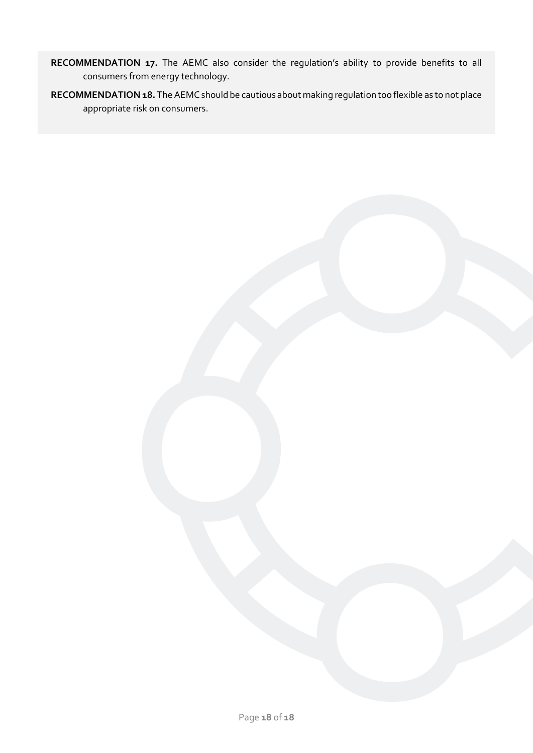**RECOMMENDATION 17.** The AEMC also consider the regulation's ability to provide benefits to all consumers from energy technology.

**RECOMMENDATION 18.** The AEMC should be cautious about making regulation too flexible as to not place appropriate risk on consumers.